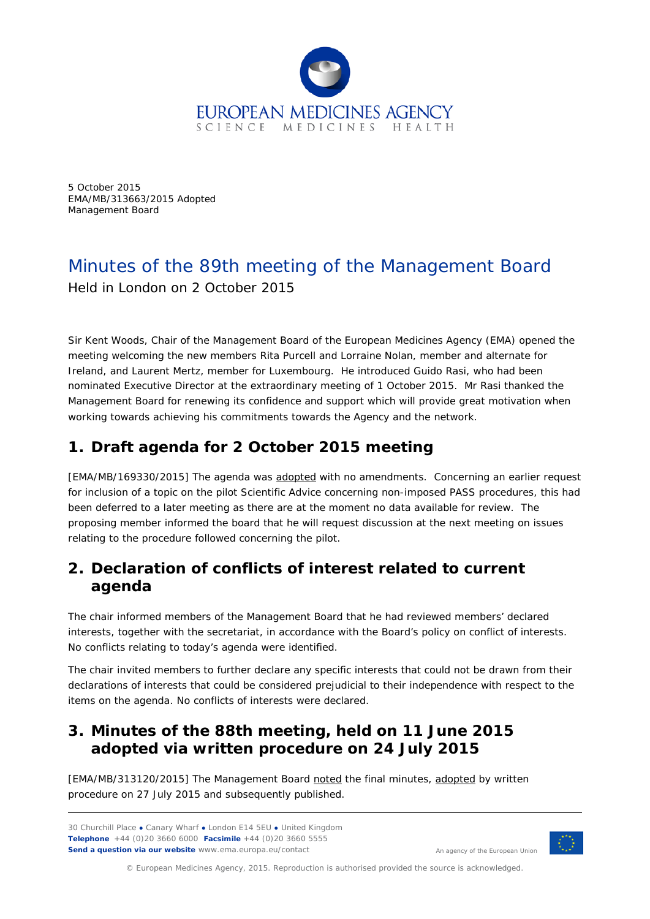5 October 2015
EMA/MB/313663/2015 Adopted
Management Board

# Minutes of the 89th meeting of the Management Board

Held in London on 2 October 2015

Sir Kent Woods, Chair of the Management Board of the European Medicines Agency (EMA) opened the meeting welcoming the new members Rita Purcell and Lorraine Nolan, member and alternate for Ireland, and Laurent Mertz, member for Luxembourg. He introduced Guido Rasi, who had been nominated Executive Director at the extraordinary meeting of 1 October 2015. Mr Rasi thanked the Management Board for renewing its confidence and support which will provide great motivation when working towards achieving his commitments towards the Agency and the network.

## 1. Draft agenda for 2 October 2015 meeting

[EMA/MB/169330/2015] The agenda was adopted with no amendments. Concerning an earlier request for inclusion of a topic on the pilot Scientific Advice concerning non-imposed PASS procedures, this had been deferred to a later meeting as there are at the moment no data available for review. The proposing member informed the board that he will request discussion at the next meeting on issues relating to the procedure followed concerning the pilot.

## 2. Declaration of conflicts of interest related to current agenda

The chair informed members of the Management Board that he had reviewed members' declared interests, together with the secretariat, in accordance with the Board's policy on conflict of interests. No conflicts relating to today's agenda were identified.

The chair invited members to further declare any specific interests that could not be drawn from their declarations of interests that could be considered prejudicial to their independence with respect to the items on the agenda. No conflicts of interests were declared.

## 3. Minutes of the 88th meeting, held on 11 June 2015 adopted via written procedure on 24 July 2015

[EMA/MB/313120/2015] The Management Board noted the final minutes, adopted by written procedure on 27 July 2015 and subsequently published.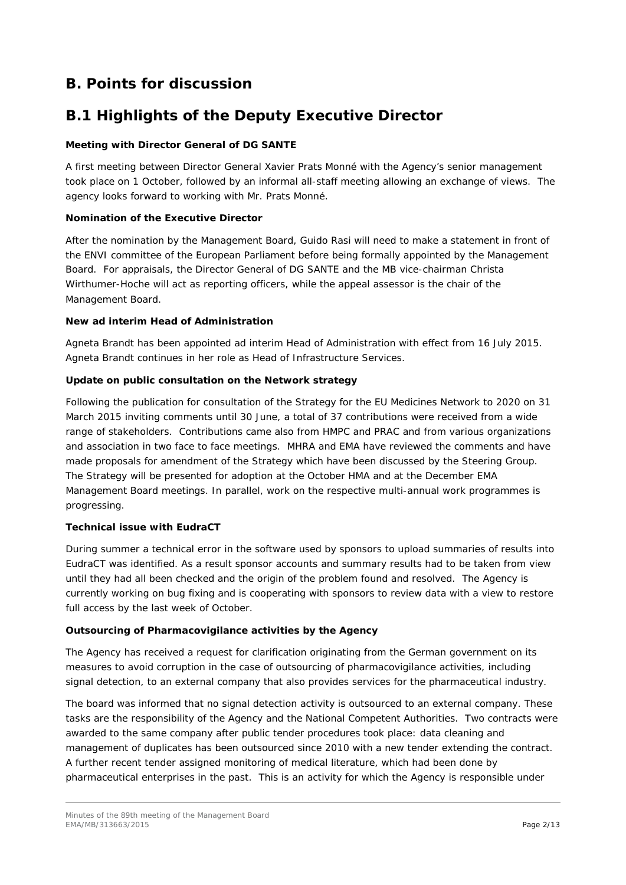# B. Points for discussion

# B.1 Highlights of the Deputy Executive Director

**Meeting with Director General of DG SANTE**

A first meeting between Director General Xavier Prats Monné with the Agency's senior management took place on 1 October, followed by an informal all-staff meeting allowing an exchange of views. The agency looks forward to working with Mr. Prats Monné.

**Nomination of the Executive Director**

After the nomination by the Management Board, Guido Rasi will need to make a statement in front of the ENVI committee of the European Parliament before being formally appointed by the Management Board. For appraisals, the Director General of DG SANTE and the MB vice-chairman Christa Wirthumer-Hoche will act as reporting officers, while the appeal assessor is the chair of the Management Board.

**New ad interim Head of Administration**

Agneta Brandt has been appointed ad interim Head of Administration with effect from 16 July 2015. Agneta Brandt continues in her role as Head of Infrastructure Services.

**Update on public consultation on the Network strategy**

Following the publication for consultation of the Strategy for the EU Medicines Network to 2020 on 31 March 2015 inviting comments until 30 June, a total of 37 contributions were received from a wide range of stakeholders. Contributions came also from HMPC and PRAC and from various organizations and association in two face to face meetings. MHRA and EMA have reviewed the comments and have made proposals for amendment of the Strategy which have been discussed by the Steering Group. The Strategy will be presented for adoption at the October HMA and at the December EMA Management Board meetings. In parallel, work on the respective multi-annual work programmes is progressing.

**Technical issue with EudraCT**

During summer a technical error in the software used by sponsors to upload summaries of results into EudraCT was identified. As a result sponsor accounts and summary results had to be taken from view until they had all been checked and the origin of the problem found and resolved. The Agency is currently working on bug fixing and is cooperating with sponsors to review data with a view to restore full access by the last week of October.

**Outsourcing of Pharmacovigilance activities by the Agency**

The Agency has received a request for clarification originating from the German government on its measures to avoid corruption in the case of outsourcing of pharmacovigilance activities, including signal detection, to an external company that also provides services for the pharmaceutical industry.

The board was informed that no signal detection activity is outsourced to an external company. These tasks are the responsibility of the Agency and the National Competent Authorities. Two contracts were awarded to the same company after public tender procedures took place: data cleaning and management of duplicates has been outsourced since 2010 with a new tender extending the contract. A further recent tender assigned monitoring of medical literature, which had been done by pharmaceutical enterprises in the past. This is an activity for which the Agency is responsible under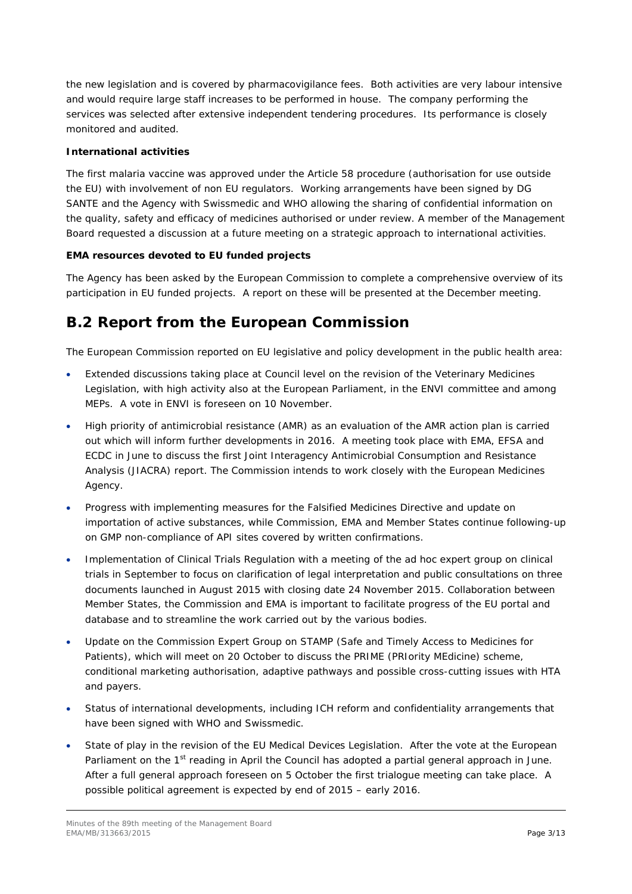the new legislation and is covered by pharmacovigilance fees. Both activities are very labour intensive and would require large staff increases to be performed in house. The company performing the services was selected after extensive independent tendering procedures. Its performance is closely monitored and audited.

**International activities**

The first malaria vaccine was approved under the Article 58 procedure (authorisation for use outside the EU) with involvement of non EU regulators. Working arrangements have been signed by DG SANTE and the Agency with Swissmedic and WHO allowing the sharing of confidential information on the quality, safety and efficacy of medicines authorised or under review. A member of the Management Board requested a discussion at a future meeting on a strategic approach to international activities.

**EMA resources devoted to EU funded projects**

The Agency has been asked by the European Commission to complete a comprehensive overview of its participation in EU funded projects. A report on these will be presented at the December meeting.

## B.2 Report from the European Commission

The European Commission reported on EU legislative and policy development in the public health area:

- Extended discussions taking place at Council level on the revision of the Veterinary Medicines Legislation, with high activity also at the European Parliament, in the ENVI committee and among MEPs. A vote in ENVI is foreseen on 10 November.
- High priority of antimicrobial resistance (AMR) as an evaluation of the AMR action plan is carried out which will inform further developments in 2016. A meeting took place with EMA, EFSA and ECDC in June to discuss the first Joint Interagency Antimicrobial Consumption and Resistance Analysis (JIACRA) report. The Commission intends to work closely with the European Medicines Agency.
- Progress with implementing measures for the Falsified Medicines Directive and update on importation of active substances, while Commission, EMA and Member States continue following-up on GMP non-compliance of API sites covered by written confirmations.
- Implementation of Clinical Trials Regulation with a meeting of the ad hoc expert group on clinical trials in September to focus on clarification of legal interpretation and public consultations on three documents launched in August 2015 with closing date 24 November 2015. Collaboration between Member States, the Commission and EMA is important to facilitate progress of the EU portal and database and to streamline the work carried out by the various bodies.
- Update on the Commission Expert Group on STAMP (Safe and Timely Access to Medicines for Patients), which will meet on 20 October to discuss the PRIME (PRIority MEdicine) scheme, conditional marketing authorisation, adaptive pathways and possible cross-cutting issues with HTA and payers.
- Status of international developments, including ICH reform and confidentiality arrangements that have been signed with WHO and Swissmedic.
- State of play in the revision of the EU Medical Devices Legislation. After the vote at the European Parliament on the 1st reading in April the Council has adopted a partial general approach in June. After a full general approach foreseen on 5 October the first trialogue meeting can take place. A possible political agreement is expected by end of 2015 – early 2016.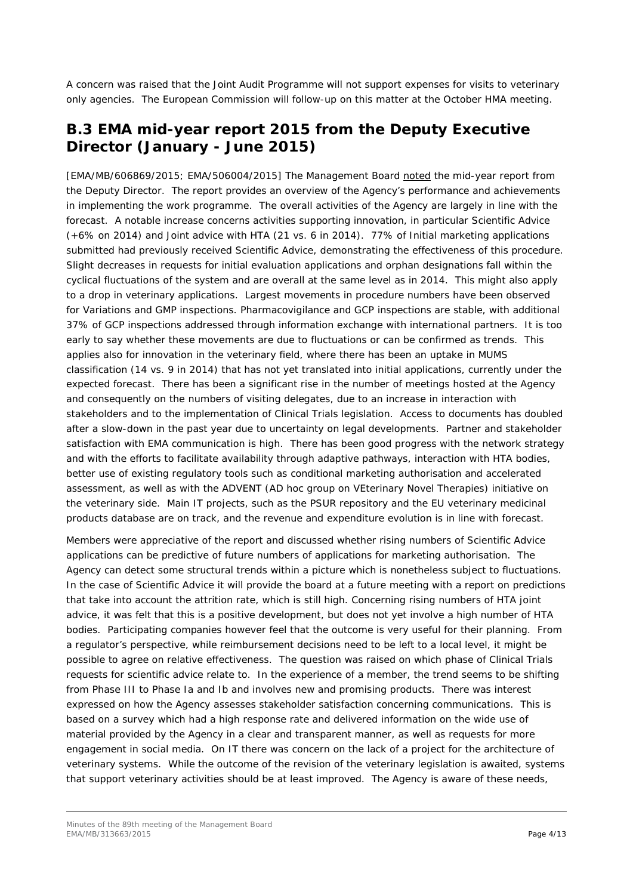A concern was raised that the Joint Audit Programme will not support expenses for visits to veterinary only agencies. The European Commission will follow-up on this matter at the October HMA meeting.

## B.3 EMA mid-year report 2015 from the Deputy Executive Director (January - June 2015)

[EMA/MB/606869/2015; EMA/506004/2015] The Management Board noted the mid-year report from the Deputy Director. The report provides an overview of the Agency's performance and achievements in implementing the work programme. The overall activities of the Agency are largely in line with the forecast. A notable increase concerns activities supporting innovation, in particular Scientific Advice (+6% on 2014) and Joint advice with HTA (21 vs. 6 in 2014). 77% of Initial marketing applications submitted had previously received Scientific Advice, demonstrating the effectiveness of this procedure. Slight decreases in requests for initial evaluation applications and orphan designations fall within the cyclical fluctuations of the system and are overall at the same level as in 2014. This might also apply to a drop in veterinary applications. Largest movements in procedure numbers have been observed for Variations and GMP inspections. Pharmacovigilance and GCP inspections are stable, with additional 37% of GCP inspections addressed through information exchange with international partners. It is too early to say whether these movements are due to fluctuations or can be confirmed as trends. This applies also for innovation in the veterinary field, where there has been an uptake in MUMS classification (14 vs. 9 in 2014) that has not yet translated into initial applications, currently under the expected forecast. There has been a significant rise in the number of meetings hosted at the Agency and consequently on the numbers of visiting delegates, due to an increase in interaction with stakeholders and to the implementation of Clinical Trials legislation. Access to documents has doubled after a slow-down in the past year due to uncertainty on legal developments. Partner and stakeholder satisfaction with EMA communication is high. There has been good progress with the network strategy and with the efforts to facilitate availability through adaptive pathways, interaction with HTA bodies, better use of existing regulatory tools such as conditional marketing authorisation and accelerated assessment, as well as with the ADVENT (AD hoc group on VEterinary Novel Therapies) initiative on the veterinary side. Main IT projects, such as the PSUR repository and the EU veterinary medicinal products database are on track, and the revenue and expenditure evolution is in line with forecast.

Members were appreciative of the report and discussed whether rising numbers of Scientific Advice applications can be predictive of future numbers of applications for marketing authorisation. The Agency can detect some structural trends within a picture which is nonetheless subject to fluctuations. In the case of Scientific Advice it will provide the board at a future meeting with a report on predictions that take into account the attrition rate, which is still high. Concerning rising numbers of HTA joint advice, it was felt that this is a positive development, but does not yet involve a high number of HTA bodies. Participating companies however feel that the outcome is very useful for their planning. From a regulator's perspective, while reimbursement decisions need to be left to a local level, it might be possible to agree on relative effectiveness. The question was raised on which phase of Clinical Trials requests for scientific advice relate to. In the experience of a member, the trend seems to be shifting from Phase III to Phase Ia and Ib and involves new and promising products. There was interest expressed on how the Agency assesses stakeholder satisfaction concerning communications. This is based on a survey which had a high response rate and delivered information on the wide use of material provided by the Agency in a clear and transparent manner, as well as requests for more engagement in social media. On IT there was concern on the lack of a project for the architecture of veterinary systems. While the outcome of the revision of the veterinary legislation is awaited, systems that support veterinary activities should be at least improved. The Agency is aware of these needs,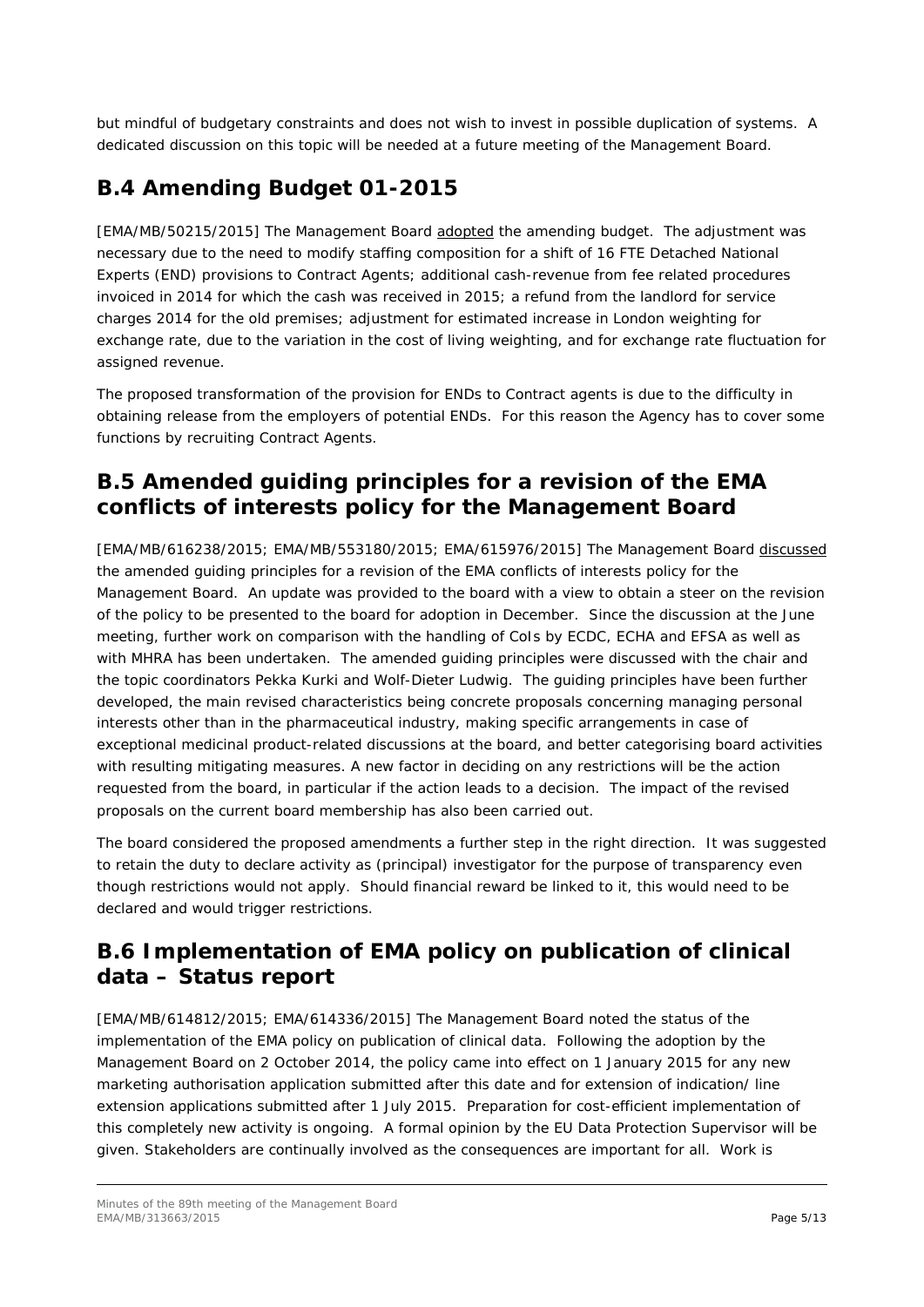but mindful of budgetary constraints and does not wish to invest in possible duplication of systems. A dedicated discussion on this topic will be needed at a future meeting of the Management Board.

## B.4 Amending Budget 01-2015

[EMA/MB/50215/2015] The Management Board adopted the amending budget. The adjustment was necessary due to the need to modify staffing composition for a shift of 16 FTE Detached National Experts (END) provisions to Contract Agents; additional cash-revenue from fee related procedures invoiced in 2014 for which the cash was received in 2015; a refund from the landlord for service charges 2014 for the old premises; adjustment for estimated increase in London weighting for exchange rate, due to the variation in the cost of living weighting, and for exchange rate fluctuation for assigned revenue.

The proposed transformation of the provision for ENDs to Contract agents is due to the difficulty in obtaining release from the employers of potential ENDs. For this reason the Agency has to cover some functions by recruiting Contract Agents.

## B.5 Amended guiding principles for a revision of the EMA conflicts of interests policy for the Management Board

[EMA/MB/616238/2015; EMA/MB/553180/2015; EMA/615976/2015] The Management Board discussed the amended guiding principles for a revision of the EMA conflicts of interests policy for the Management Board. An update was provided to the board with a view to obtain a steer on the revision of the policy to be presented to the board for adoption in December. Since the discussion at the June meeting, further work on comparison with the handling of CoIs by ECDC, ECHA and EFSA as well as with MHRA has been undertaken. The amended guiding principles were discussed with the chair and the topic coordinators Pekka Kurki and Wolf-Dieter Ludwig. The guiding principles have been further developed, the main revised characteristics being concrete proposals concerning managing personal interests other than in the pharmaceutical industry, making specific arrangements in case of exceptional medicinal product-related discussions at the board, and better categorising board activities with resulting mitigating measures. A new factor in deciding on any restrictions will be the action requested from the board, in particular if the action leads to a decision. The impact of the revised proposals on the current board membership has also been carried out.

The board considered the proposed amendments a further step in the right direction. It was suggested to retain the duty to declare activity as (principal) investigator for the purpose of transparency even though restrictions would not apply. Should financial reward be linked to it, this would need to be declared and would trigger restrictions.

## B.6 Implementation of EMA policy on publication of clinical data – Status report

[EMA/MB/614812/2015; EMA/614336/2015] The Management Board noted the status of the implementation of the EMA policy on publication of clinical data. Following the adoption by the Management Board on 2 October 2014, the policy came into effect on 1 January 2015 for any new marketing authorisation application submitted after this date and for extension of indication/ line extension applications submitted after 1 July 2015. Preparation for cost-efficient implementation of this completely new activity is ongoing. A formal opinion by the EU Data Protection Supervisor will be given. Stakeholders are continually involved as the consequences are important for all. Work is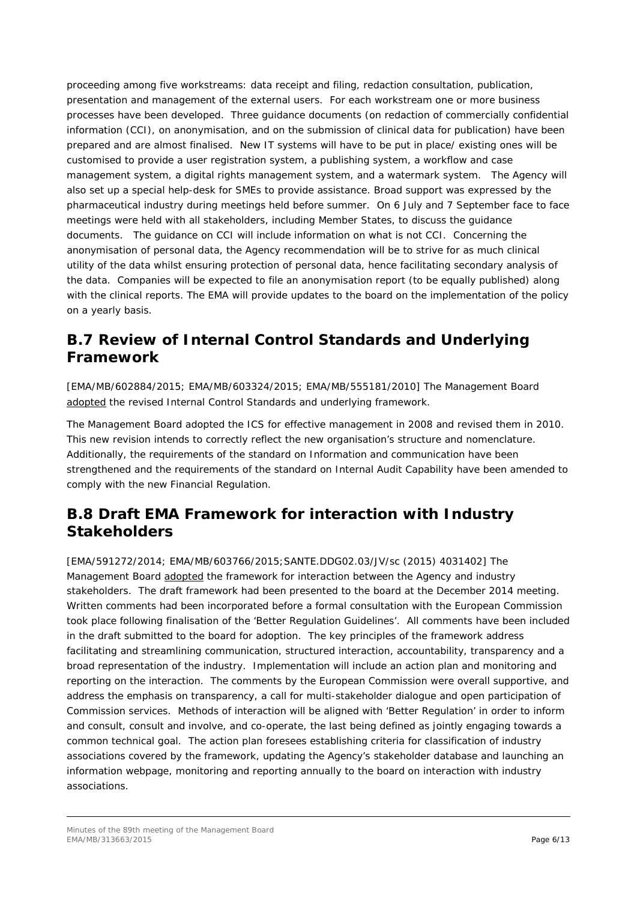proceeding among five workstreams: data receipt and filing, redaction consultation, publication, presentation and management of the external users. For each workstream one or more business processes have been developed. Three guidance documents (on redaction of commercially confidential information (CCI), on anonymisation, and on the submission of clinical data for publication) have been prepared and are almost finalised. New IT systems will have to be put in place/ existing ones will be customised to provide a user registration system, a publishing system, a workflow and case management system, a digital rights management system, and a watermark system. The Agency will also set up a special help-desk for SMEs to provide assistance. Broad support was expressed by the pharmaceutical industry during meetings held before summer. On 6 July and 7 September face to face meetings were held with all stakeholders, including Member States, to discuss the guidance documents. The guidance on CCI will include information on what is not CCI. Concerning the anonymisation of personal data, the Agency recommendation will be to strive for as much clinical utility of the data whilst ensuring protection of personal data, hence facilitating secondary analysis of the data. Companies will be expected to file an anonymisation report (to be equally published) along with the clinical reports. The EMA will provide updates to the board on the implementation of the policy on a yearly basis.

## B.7 Review of Internal Control Standards and Underlying Framework

[EMA/MB/602884/2015; EMA/MB/603324/2015; EMA/MB/555181/2010] The Management Board adopted the revised Internal Control Standards and underlying framework.

The Management Board adopted the ICS for effective management in 2008 and revised them in 2010. This new revision intends to correctly reflect the new organisation's structure and nomenclature. Additionally, the requirements of the standard on Information and communication have been strengthened and the requirements of the standard on Internal Audit Capability have been amended to comply with the new Financial Regulation.

## B.8 Draft EMA Framework for interaction with Industry Stakeholders

[EMA/591272/2014; EMA/MB/603766/2015;SANTE.DDG02.03/JV/sc (2015) 4031402] The Management Board adopted the framework for interaction between the Agency and industry stakeholders. The draft framework had been presented to the board at the December 2014 meeting. Written comments had been incorporated before a formal consultation with the European Commission took place following finalisation of the 'Better Regulation Guidelines'. All comments have been included in the draft submitted to the board for adoption. The key principles of the framework address facilitating and streamlining communication, structured interaction, accountability, transparency and a broad representation of the industry. Implementation will include an action plan and monitoring and reporting on the interaction. The comments by the European Commission were overall supportive, and address the emphasis on transparency, a call for multi-stakeholder dialogue and open participation of Commission services. Methods of interaction will be aligned with 'Better Regulation' in order to inform and consult, consult and involve, and co-operate, the last being defined as jointly engaging towards a common technical goal. The action plan foresees establishing criteria for classification of industry associations covered by the framework, updating the Agency's stakeholder database and launching an information webpage, monitoring and reporting annually to the board on interaction with industry associations.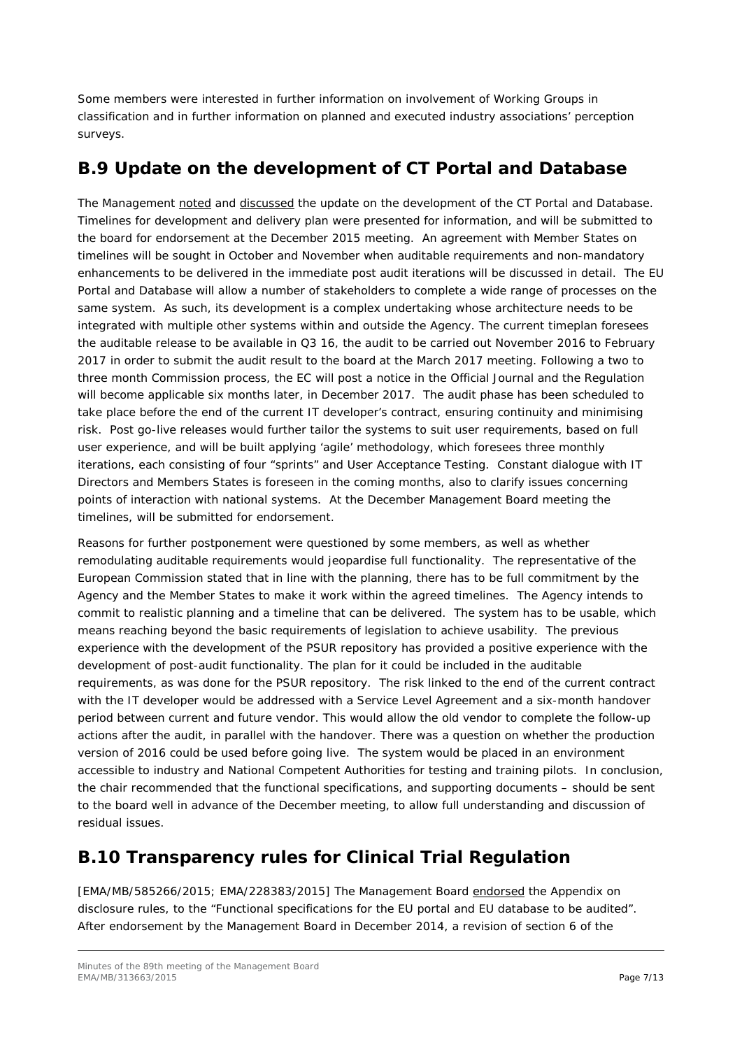Some members were interested in further information on involvement of Working Groups in classification and in further information on planned and executed industry associations' perception surveys.

## B.9 Update on the development of CT Portal and Database

The Management noted and discussed the update on the development of the CT Portal and Database. Timelines for development and delivery plan were presented for information, and will be submitted to the board for endorsement at the December 2015 meeting. An agreement with Member States on timelines will be sought in October and November when auditable requirements and non-mandatory enhancements to be delivered in the immediate post audit iterations will be discussed in detail. The EU Portal and Database will allow a number of stakeholders to complete a wide range of processes on the same system. As such, its development is a complex undertaking whose architecture needs to be integrated with multiple other systems within and outside the Agency. The current timeplan foresees the auditable release to be available in Q3 16, the audit to be carried out November 2016 to February 2017 in order to submit the audit result to the board at the March 2017 meeting. Following a two to three month Commission process, the EC will post a notice in the Official Journal and the Regulation will become applicable six months later, in December 2017. The audit phase has been scheduled to take place before the end of the current IT developer's contract, ensuring continuity and minimising risk. Post go-live releases would further tailor the systems to suit user requirements, based on full user experience, and will be built applying 'agile' methodology, which foresees three monthly iterations, each consisting of four "sprints" and User Acceptance Testing. Constant dialogue with IT Directors and Members States is foreseen in the coming months, also to clarify issues concerning points of interaction with national systems. At the December Management Board meeting the timelines, will be submitted for endorsement.

Reasons for further postponement were questioned by some members, as well as whether remodulating auditable requirements would jeopardise full functionality. The representative of the European Commission stated that in line with the planning, there has to be full commitment by the Agency and the Member States to make it work within the agreed timelines. The Agency intends to commit to realistic planning and a timeline that can be delivered. The system has to be usable, which means reaching beyond the basic requirements of legislation to achieve usability. The previous experience with the development of the PSUR repository has provided a positive experience with the development of post-audit functionality. The plan for it could be included in the auditable requirements, as was done for the PSUR repository. The risk linked to the end of the current contract with the IT developer would be addressed with a Service Level Agreement and a six-month handover period between current and future vendor. This would allow the old vendor to complete the follow-up actions after the audit, in parallel with the handover. There was a question on whether the production version of 2016 could be used before going live. The system would be placed in an environment accessible to industry and National Competent Authorities for testing and training pilots. In conclusion, the chair recommended that the functional specifications, and supporting documents – should be sent to the board well in advance of the December meeting, to allow full understanding and discussion of residual issues.

## B.10 Transparency rules for Clinical Trial Regulation

[EMA/MB/585266/2015; EMA/228383/2015] The Management Board endorsed the Appendix on disclosure rules, to the "Functional specifications for the EU portal and EU database to be audited". After endorsement by the Management Board in December 2014, a revision of section 6 of the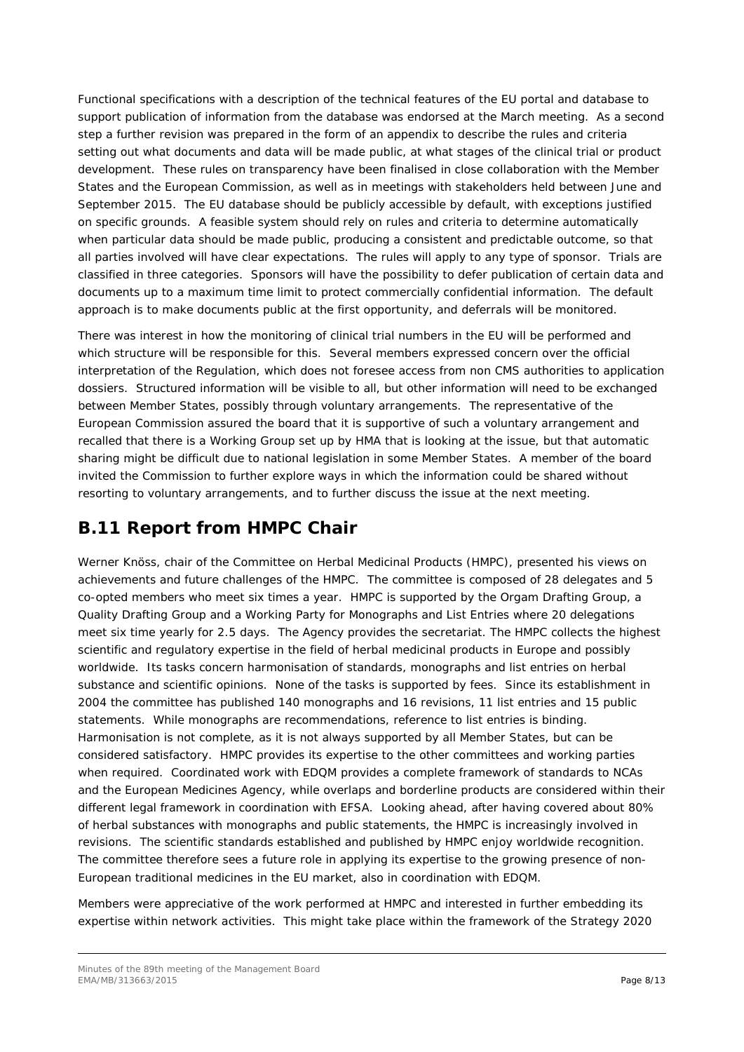Functional specifications with a description of the technical features of the EU portal and database to support publication of information from the database was endorsed at the March meeting. As a second step a further revision was prepared in the form of an appendix to describe the rules and criteria setting out what documents and data will be made public, at what stages of the clinical trial or product development. These rules on transparency have been finalised in close collaboration with the Member States and the European Commission, as well as in meetings with stakeholders held between June and September 2015. The EU database should be publicly accessible by default, with exceptions justified on specific grounds. A feasible system should rely on rules and criteria to determine automatically when particular data should be made public, producing a consistent and predictable outcome, so that all parties involved will have clear expectations. The rules will apply to any type of sponsor. Trials are classified in three categories. Sponsors will have the possibility to defer publication of certain data and documents up to a maximum time limit to protect commercially confidential information. The default approach is to make documents public at the first opportunity, and deferrals will be monitored.

There was interest in how the monitoring of clinical trial numbers in the EU will be performed and which structure will be responsible for this. Several members expressed concern over the official interpretation of the Regulation, which does not foresee access from non CMS authorities to application dossiers. Structured information will be visible to all, but other information will need to be exchanged between Member States, possibly through voluntary arrangements. The representative of the European Commission assured the board that it is supportive of such a voluntary arrangement and recalled that there is a Working Group set up by HMA that is looking at the issue, but that automatic sharing might be difficult due to national legislation in some Member States. A member of the board invited the Commission to further explore ways in which the information could be shared without resorting to voluntary arrangements, and to further discuss the issue at the next meeting.

## B.11 Report from HMPC Chair

Werner Knöss, chair of the Committee on Herbal Medicinal Products (HMPC), presented his views on achievements and future challenges of the HMPC. The committee is composed of 28 delegates and 5 co-opted members who meet six times a year. HMPC is supported by the Orgam Drafting Group, a Quality Drafting Group and a Working Party for Monographs and List Entries where 20 delegations meet six time yearly for 2.5 days. The Agency provides the secretariat. The HMPC collects the highest scientific and regulatory expertise in the field of herbal medicinal products in Europe and possibly worldwide. Its tasks concern harmonisation of standards, monographs and list entries on herbal substance and scientific opinions. None of the tasks is supported by fees. Since its establishment in 2004 the committee has published 140 monographs and 16 revisions, 11 list entries and 15 public statements. While monographs are recommendations, reference to list entries is binding. Harmonisation is not complete, as it is not always supported by all Member States, but can be considered satisfactory. HMPC provides its expertise to the other committees and working parties when required. Coordinated work with EDQM provides a complete framework of standards to NCAs and the European Medicines Agency, while overlaps and borderline products are considered within their different legal framework in coordination with EFSA. Looking ahead, after having covered about 80% of herbal substances with monographs and public statements, the HMPC is increasingly involved in revisions. The scientific standards established and published by HMPC enjoy worldwide recognition. The committee therefore sees a future role in applying its expertise to the growing presence of non-European traditional medicines in the EU market, also in coordination with EDQM.

Members were appreciative of the work performed at HMPC and interested in further embedding its expertise within network activities. This might take place within the framework of the Strategy 2020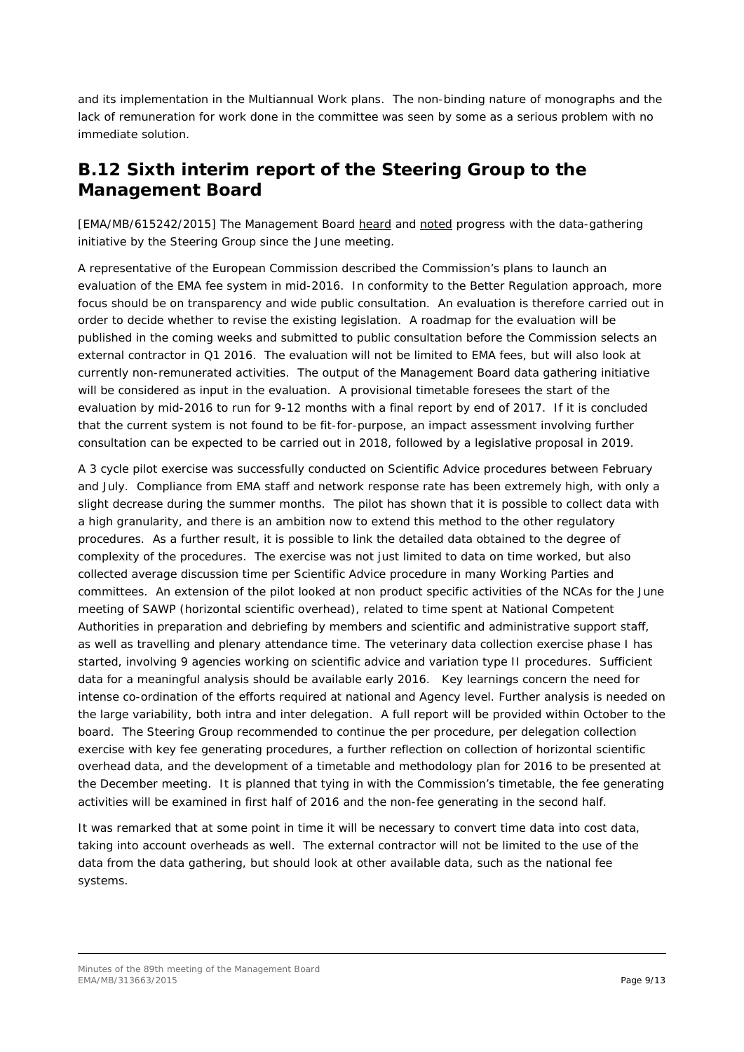and its implementation in the Multiannual Work plans. The non-binding nature of monographs and the lack of remuneration for work done in the committee was seen by some as a serious problem with no immediate solution.

## B.12 Sixth interim report of the Steering Group to the Management Board

[EMA/MB/615242/2015] The Management Board heard and noted progress with the data-gathering initiative by the Steering Group since the June meeting.

A representative of the European Commission described the Commission's plans to launch an evaluation of the EMA fee system in mid-2016. In conformity to the Better Regulation approach, more focus should be on transparency and wide public consultation. An evaluation is therefore carried out in order to decide whether to revise the existing legislation. A roadmap for the evaluation will be published in the coming weeks and submitted to public consultation before the Commission selects an external contractor in Q1 2016. The evaluation will not be limited to EMA fees, but will also look at currently non-remunerated activities. The output of the Management Board data gathering initiative will be considered as input in the evaluation. A provisional timetable foresees the start of the evaluation by mid-2016 to run for 9-12 months with a final report by end of 2017. If it is concluded that the current system is not found to be fit-for-purpose, an impact assessment involving further consultation can be expected to be carried out in 2018, followed by a legislative proposal in 2019.

A 3 cycle pilot exercise was successfully conducted on Scientific Advice procedures between February and July. Compliance from EMA staff and network response rate has been extremely high, with only a slight decrease during the summer months. The pilot has shown that it is possible to collect data with a high granularity, and there is an ambition now to extend this method to the other regulatory procedures. As a further result, it is possible to link the detailed data obtained to the degree of complexity of the procedures. The exercise was not just limited to data on time worked, but also collected average discussion time per Scientific Advice procedure in many Working Parties and committees. An extension of the pilot looked at non product specific activities of the NCAs for the June meeting of SAWP (horizontal scientific overhead), related to time spent at National Competent Authorities in preparation and debriefing by members and scientific and administrative support staff, as well as travelling and plenary attendance time. The veterinary data collection exercise phase I has started, involving 9 agencies working on scientific advice and variation type II procedures. Sufficient data for a meaningful analysis should be available early 2016. Key learnings concern the need for intense co-ordination of the efforts required at national and Agency level. Further analysis is needed on the large variability, both intra and inter delegation. A full report will be provided within October to the board. The Steering Group recommended to continue the per procedure, per delegation collection exercise with key fee generating procedures, a further reflection on collection of horizontal scientific overhead data, and the development of a timetable and methodology plan for 2016 to be presented at the December meeting. It is planned that tying in with the Commission's timetable, the fee generating activities will be examined in first half of 2016 and the non-fee generating in the second half.

It was remarked that at some point in time it will be necessary to convert time data into cost data, taking into account overheads as well. The external contractor will not be limited to the use of the data from the data gathering, but should look at other available data, such as the national fee systems.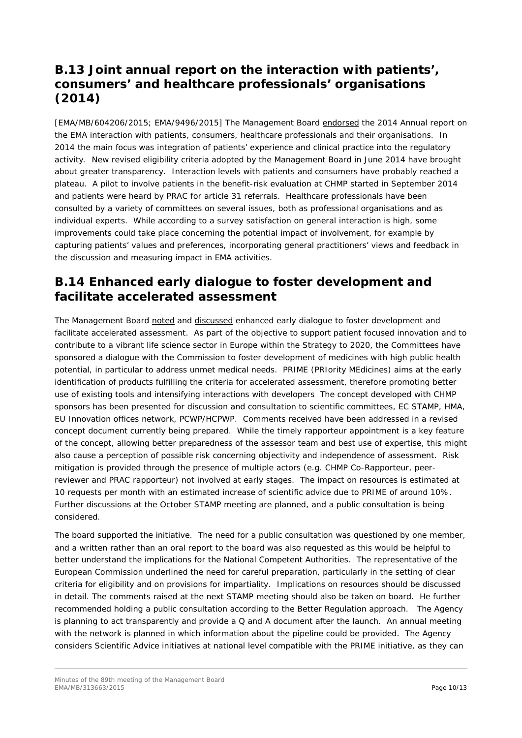## B.13 Joint annual report on the interaction with patients', consumers' and healthcare professionals' organisations (2014)

[EMA/MB/604206/2015; EMA/9496/2015] The Management Board endorsed the 2014 Annual report on the EMA interaction with patients, consumers, healthcare professionals and their organisations. In 2014 the main focus was integration of patients' experience and clinical practice into the regulatory activity. New revised eligibility criteria adopted by the Management Board in June 2014 have brought about greater transparency. Interaction levels with patients and consumers have probably reached a plateau. A pilot to involve patients in the benefit-risk evaluation at CHMP started in September 2014 and patients were heard by PRAC for article 31 referrals. Healthcare professionals have been consulted by a variety of committees on several issues, both as professional organisations and as individual experts. While according to a survey satisfaction on general interaction is high, some improvements could take place concerning the potential impact of involvement, for example by capturing patients' values and preferences, incorporating general practitioners' views and feedback in the discussion and measuring impact in EMA activities.

## B.14 Enhanced early dialogue to foster development and facilitate accelerated assessment

The Management Board noted and discussed enhanced early dialogue to foster development and facilitate accelerated assessment. As part of the objective to support patient focused innovation and to contribute to a vibrant life science sector in Europe within the Strategy to 2020, the Committees have sponsored a dialogue with the Commission to foster development of medicines with high public health potential, in particular to address unmet medical needs. PRIME (PRIority MEdicines) aims at the early identification of products fulfilling the criteria for accelerated assessment, therefore promoting better use of existing tools and intensifying interactions with developers The concept developed with CHMP sponsors has been presented for discussion and consultation to scientific committees, EC STAMP, HMA, EU Innovation offices network, PCWP/HCPWP. Comments received have been addressed in a revised concept document currently being prepared. While the timely rapporteur appointment is a key feature of the concept, allowing better preparedness of the assessor team and best use of expertise, this might also cause a perception of possible risk concerning objectivity and independence of assessment. Risk mitigation is provided through the presence of multiple actors (e.g. CHMP Co-Rapporteur, peer-reviewer and PRAC rapporteur) not involved at early stages. The impact on resources is estimated at 10 requests per month with an estimated increase of scientific advice due to PRIME of around 10%. Further discussions at the October STAMP meeting are planned, and a public consultation is being considered.

The board supported the initiative. The need for a public consultation was questioned by one member, and a written rather than an oral report to the board was also requested as this would be helpful to better understand the implications for the National Competent Authorities. The representative of the European Commission underlined the need for careful preparation, particularly in the setting of clear criteria for eligibility and on provisions for impartiality. Implications on resources should be discussed in detail. The comments raised at the next STAMP meeting should also be taken on board. He further recommended holding a public consultation according to the Better Regulation approach. The Agency is planning to act transparently and provide a Q and A document after the launch. An annual meeting with the network is planned in which information about the pipeline could be provided. The Agency considers Scientific Advice initiatives at national level compatible with the PRIME initiative, as they can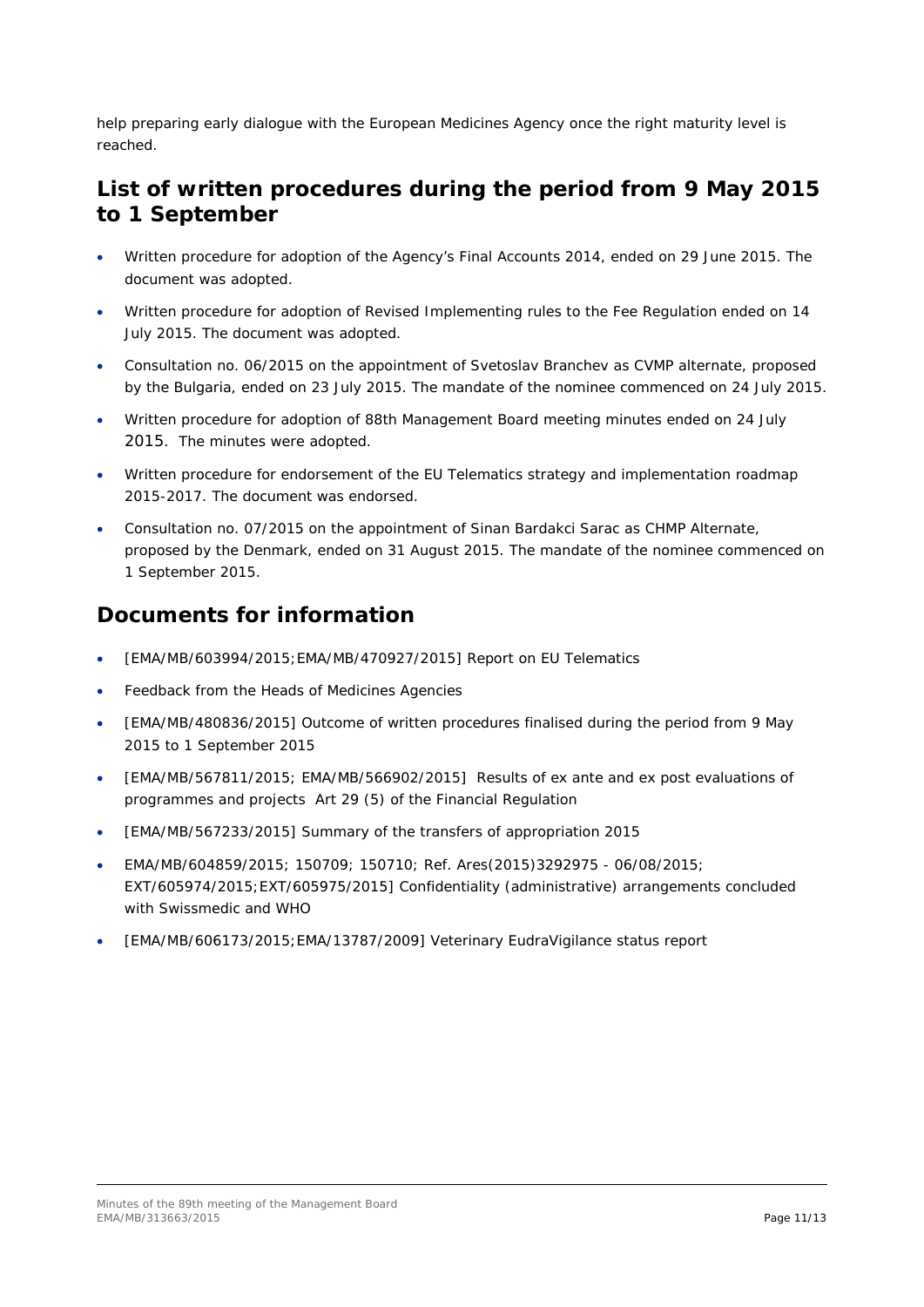help preparing early dialogue with the European Medicines Agency once the right maturity level is reached.

## List of written procedures during the period from 9 May 2015 to 1 September

- Written procedure for adoption of the Agency's Final Accounts 2014, ended on 29 June 2015. The document was adopted.
- Written procedure for adoption of Revised Implementing rules to the Fee Regulation ended on 14 July 2015. The document was adopted.
- Consultation no. 06/2015 on the appointment of Svetoslav Branchev as CVMP alternate, proposed by the Bulgaria, ended on 23 July 2015. The mandate of the nominee commenced on 24 July 2015.
- Written procedure for adoption of 88th Management Board meeting minutes ended on 24 July 2015. The minutes were adopted.
- Written procedure for endorsement of the EU Telematics strategy and implementation roadmap 2015-2017. The document was endorsed.
- Consultation no. 07/2015 on the appointment of Sinan Bardakci Sarac as CHMP Alternate, proposed by the Denmark, ended on 31 August 2015. The mandate of the nominee commenced on 1 September 2015.

## Documents for information

- [EMA/MB/603994/2015;EMA/MB/470927/2015] Report on EU Telematics
- Feedback from the Heads of Medicines Agencies
- [EMA/MB/480836/2015] Outcome of written procedures finalised during the period from 9 May 2015 to 1 September 2015
- [EMA/MB/567811/2015; EMA/MB/566902/2015] Results of ex ante and ex post evaluations of programmes and projects Art 29 (5) of the Financial Regulation
- [EMA/MB/567233/2015] Summary of the transfers of appropriation 2015
- EMA/MB/604859/2015; 150709; 150710; Ref. Ares(2015)3292975 - 06/08/2015; EXT/605974/2015;EXT/605975/2015] Confidentiality (administrative) arrangements concluded with Swissmedic and WHO
- [EMA/MB/606173/2015;EMA/13787/2009] Veterinary EudraVigilance status report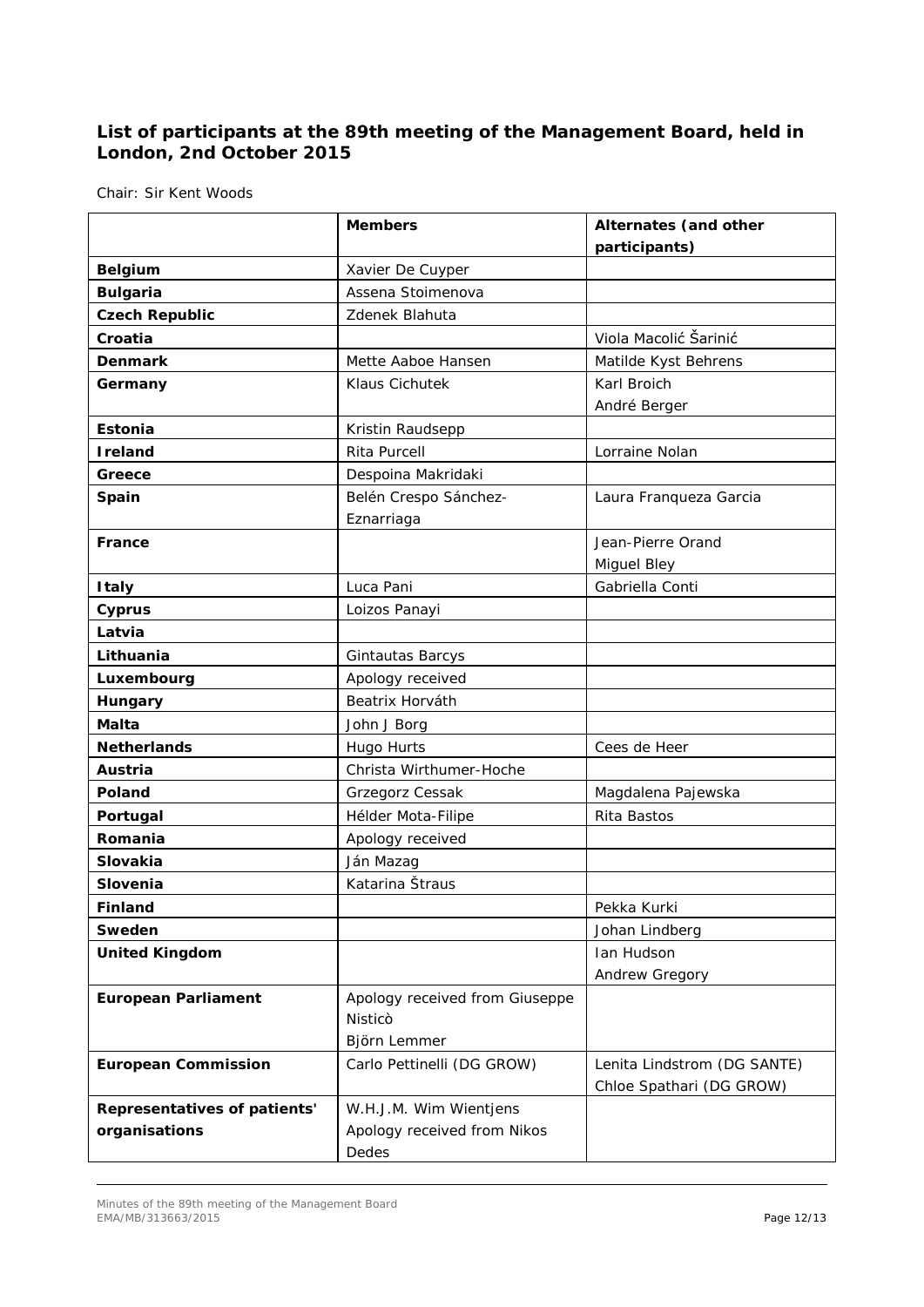## List of participants at the 89th meeting of the Management Board, held in London, 2nd October 2015

Chair: Sir Kent Woods

| | Members | Alternates (and other participants) |
|---|---|---|
| **Belgium** | Xavier De Cuyper | |
| **Bulgaria** | Assena Stoimenova | |
| **Czech Republic** | Zdenek Blahuta | |
| **Croatia** | | Viola Macolić Šarinić |
| **Denmark** | Mette Aaboe Hansen | Matilde Kyst Behrens |
| **Germany** | Klaus Cichutek | Karl Broich<br>André Berger |
| **Estonia** | Kristin Raudsepp | |
| **Ireland** | Rita Purcell | Lorraine Nolan |
| **Greece** | Despoina Makridaki | |
| **Spain** | Belén Crespo Sánchez-Eznarriaga | Laura Franqueza Garcia |
| **France** | | Jean-Pierre Orand<br>Miguel Bley |
| **Italy** | Luca Pani | Gabriella Conti |
| **Cyprus** | Loizos Panayi | |
| **Latvia** | | |
| **Lithuania** | Gintautas Barcys | |
| **Luxembourg** | Apology received | |
| **Hungary** | Beatrix Horváth | |
| **Malta** | John J Borg | |
| **Netherlands** | Hugo Hurts | Cees de Heer |
| **Austria** | Christa Wirthumer-Hoche | |
| **Poland** | Grzegorz Cessak | Magdalena Pajewska |
| **Portugal** | Hélder Mota-Filipe | Rita Bastos |
| **Romania** | Apology received | |
| **Slovakia** | Ján Mazag | |
| **Slovenia** | Katarina Štraus | |
| **Finland** | | Pekka Kurki |
| **Sweden** | | Johan Lindberg |
| **United Kingdom** | | Ian Hudson<br>Andrew Gregory |
| **European Parliament** | Apology received from Giuseppe Nisticò<br>Björn Lemmer | |
| **European Commission** | Carlo Pettinelli (DG GROW) | Lenita Lindstrom (DG SANTE)<br>Chloe Spathari (DG GROW) |
| **Representatives of patients' organisations** | W.H.J.M. Wim Wientjens<br>Apology received from Nikos Dedes | |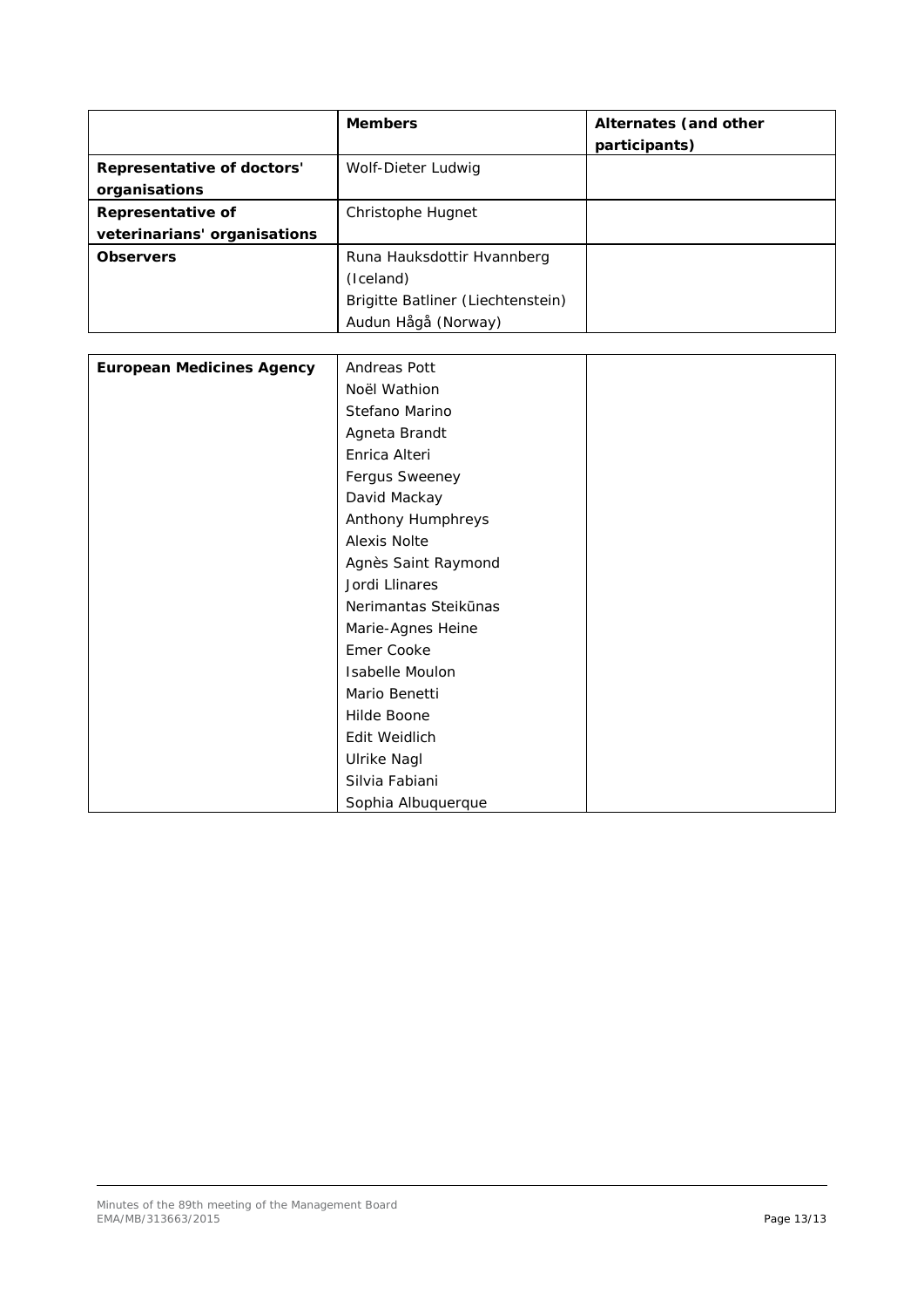| | Members | Alternates (and other participants) |
|---|---|---|
| **Representative of doctors' organisations** | Wolf-Dieter Ludwig | |
| **Representative of veterinarians' organisations** | Christophe Hugnet | |
| **Observers** | Runa Hauksdottir Hvannberg (Iceland)<br>Brigitte Batliner (Liechtenstein)<br>Audun Hågå (Norway) | |

| | | |
|---|---|---|
| **European Medicines Agency** | Andreas Pott<br>Noël Wathion<br>Stefano Marino<br>Agneta Brandt<br>Enrica Alteri<br>Fergus Sweeney<br>David Mackay<br>Anthony Humphreys<br>Alexis Nolte<br>Agnès Saint Raymond<br>Jordi Llinares<br>Nerimantas Steikūnas<br>Marie-Agnes Heine<br>Emer Cooke<br>Isabelle Moulon<br>Mario Benetti<br>Hilde Boone<br>Edit Weidlich<br>Ulrike Nagl<br>Silvia Fabiani<br>Sophia Albuquerque | |